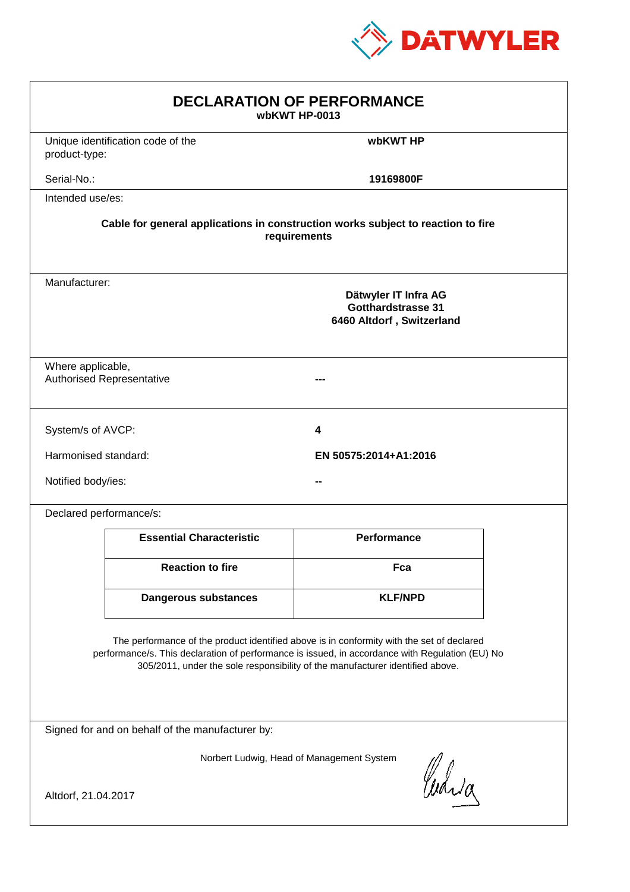DATWYLER

# DECLARATION OF PERFORMANCE

**wbKWT HP-0013**

Unique identification code of the product-type: **wbKWT HP**

Serial-No.: **19169800F**

Intended use/es:

**Cable for general applications in construction works subject to reaction to fire requirements**

Manufacturer:

**Dätwyler IT Infra AG**
**Gotthardstrasse 31**
**6460 Altdorf , Switzerland**

Where applicable, Authorised Representative: **---**

System/s of AVCP: **4**

Harmonised standard: **EN 50575:2014+A1:2016**

Notified body/ies: **--**

Declared performance/s:

| Essential Characteristic | Performance |
| --- | --- |
| **Reaction to fire** | **Fca** |
| **Dangerous substances** | **KLF/NPD** |

The performance of the product identified above is in conformity with the set of declared performance/s. This declaration of performance is issued, in accordance with Regulation (EU) No 305/2011, under the sole responsibility of the manufacturer identified above.

Signed for and on behalf of the manufacturer by:

Norbert Ludwig, Head of Management System

Altdorf, 21.04.2017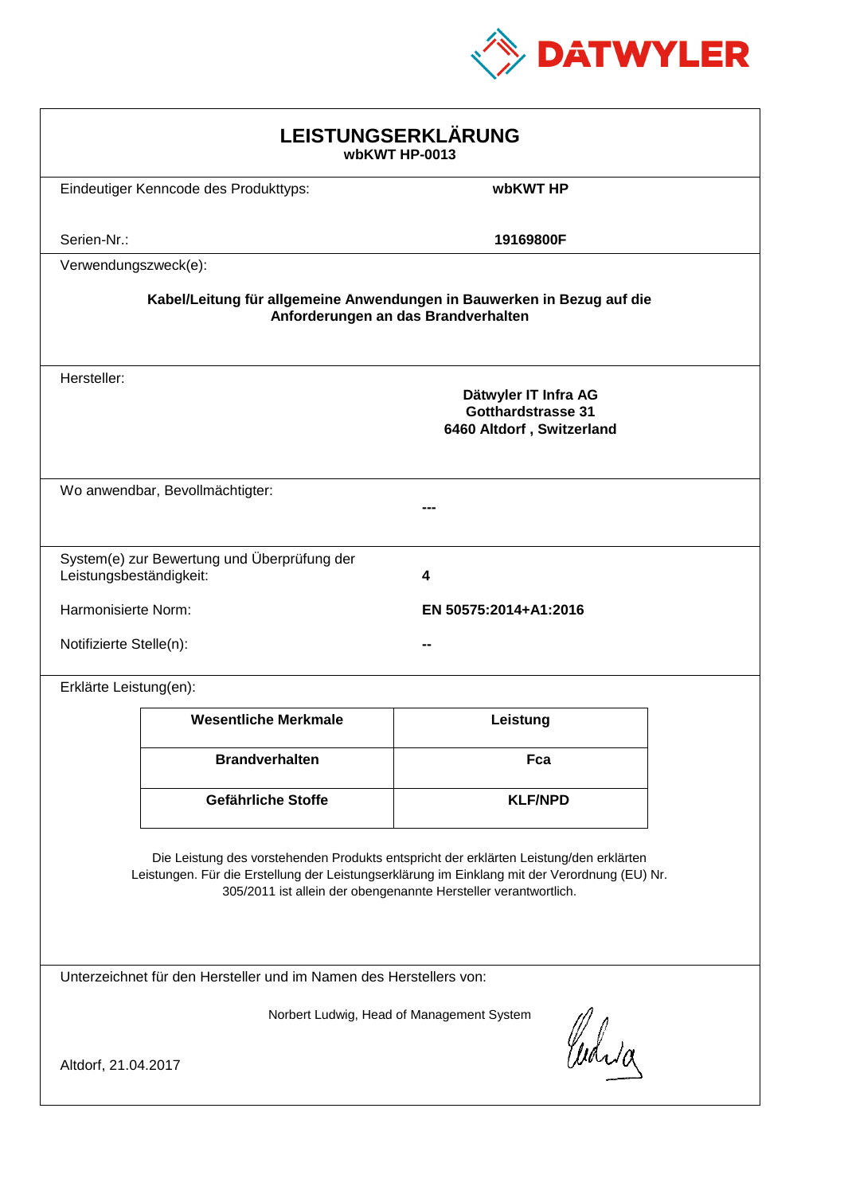DATWYLER

# LEISTUNGSERKLÄRUNG
**wbKWT HP-0013**

Eindeutiger Kenncode des Produkttyps: **wbKWT HP**

Serien-Nr.: **19169800F**

Verwendungszweck(e):

**Kabel/Leitung für allgemeine Anwendungen in Bauwerken in Bezug auf die Anforderungen an das Brandverhalten**

Hersteller:

**Dätwyler IT Infra AG**
**Gotthardstrasse 31**
**6460 Altdorf , Switzerland**

Wo anwendbar, Bevollmächtigter: **---**

System(e) zur Bewertung und Überprüfung der Leistungsbeständigkeit: **4**

Harmonisierte Norm: **EN 50575:2014+A1:2016**

Notifizierte Stelle(n): **--**

Erklärte Leistung(en):

| Wesentliche Merkmale | Leistung |
|---|---|
| **Brandverhalten** | **Fca** |
| **Gefährliche Stoffe** | **KLF/NPD** |

Die Leistung des vorstehenden Produkts entspricht der erklärten Leistung/den erklärten Leistungen. Für die Erstellung der Leistungserklärung im Einklang mit der Verordnung (EU) Nr. 305/2011 ist allein der obengenannte Hersteller verantwortlich.

Unterzeichnet für den Hersteller und im Namen des Herstellers von:

Norbert Ludwig, Head of Management System

Altdorf, 21.04.2017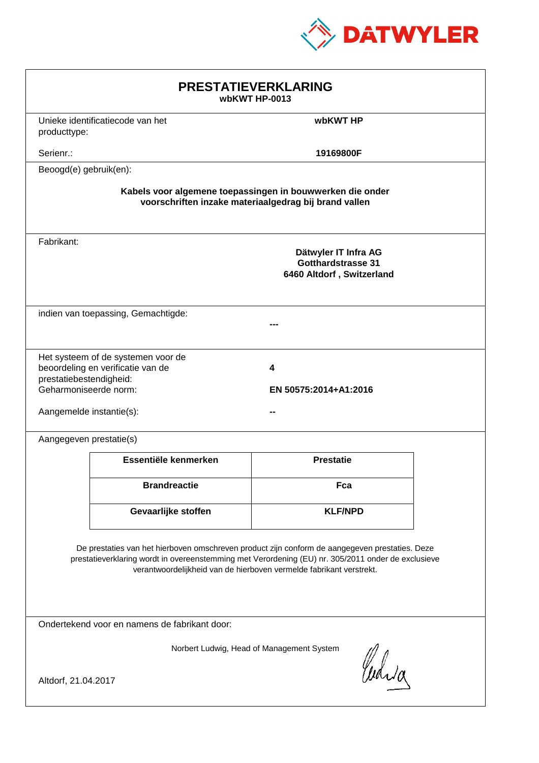DATWYLER

# PRESTATIEVERKLARING

**wbKWT HP-0013**

Unieke identificatiecode van het producttype: **wbKWT HP**

Serienr.: **19169800F**

Beoogd(e) gebruik(en):

**Kabels voor algemene toepassingen in bouwwerken die onder voorschriften inzake materiaalgedrag bij brand vallen**

Fabrikant:

**Dätwyler IT Infra AG**
**Gotthardstrasse 31**
**6460 Altdorf , Switzerland**

indien van toepassing, Gemachtigde: **---**

Het systeem of de systemen voor de beoordeling en verificatie van de prestatiebestendigheid: **4**

Geharmoniseerde norm: **EN 50575:2014+A1:2016**

Aangemelde instantie(s): **--**

Aangegeven prestatie(s)

| Essentiële kenmerken | Prestatie |
|---|---|
| **Brandreactie** | **Fca** |
| **Gevaarlijke stoffen** | **KLF/NPD** |

De prestaties van het hierboven omschreven product zijn conform de aangegeven prestaties. Deze prestatieverklaring wordt in overeenstemming met Verordening (EU) nr. 305/2011 onder de exclusieve verantwoordelijkheid van de hierboven vermelde fabrikant verstrekt.

Ondertekend voor en namens de fabrikant door:

Norbert Ludwig, Head of Management System

Altdorf, 21.04.2017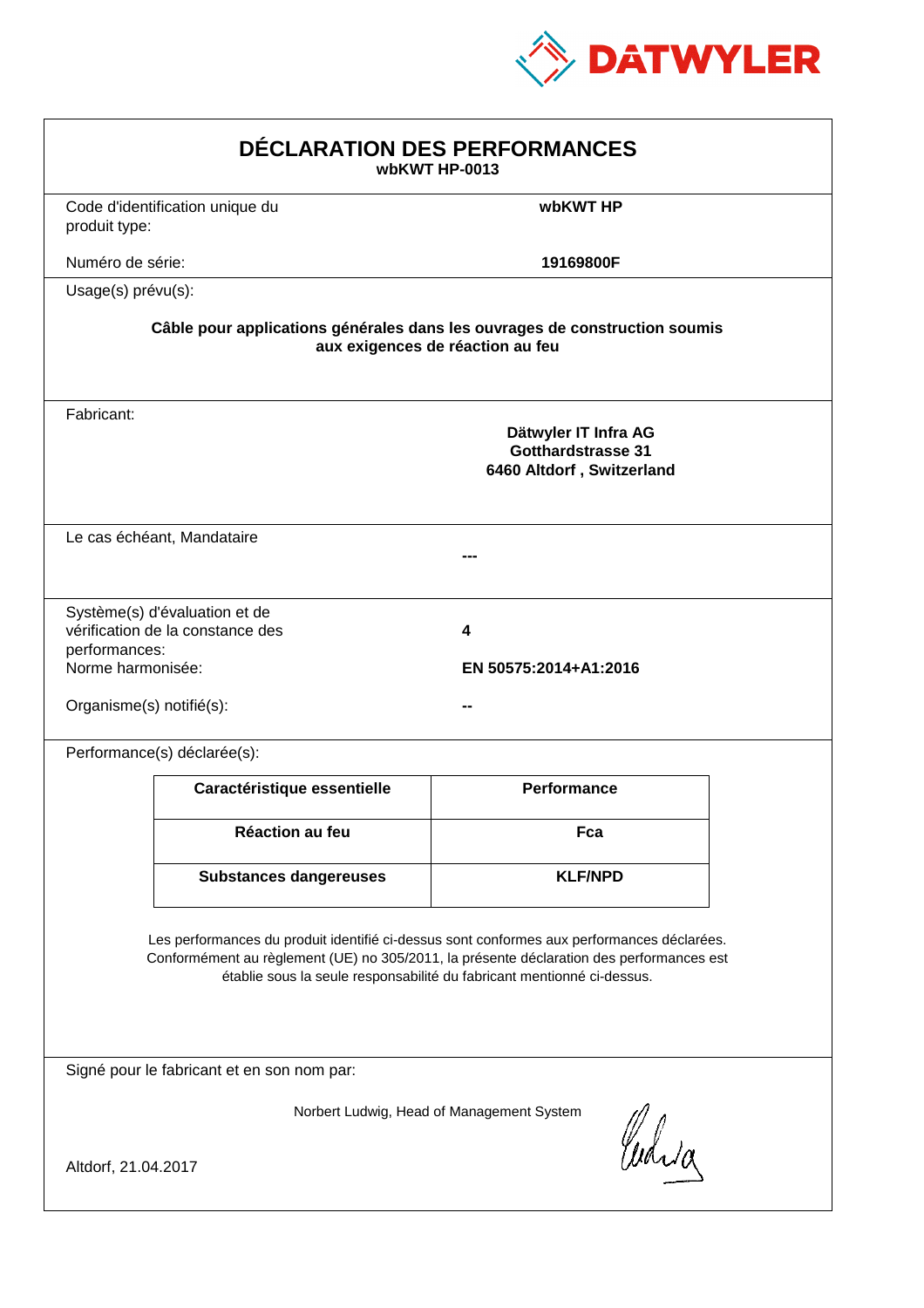DATWYLER

# DÉCLARATION DES PERFORMANCES

**wbKWT HP-0013**

Code d'identification unique du produit type: **wbKWT HP**

Numéro de série: **19169800F**

Usage(s) prévu(s):

**Câble pour applications générales dans les ouvrages de construction soumis aux exigences de réaction au feu**

Fabricant:

**Dätwyler IT Infra AG**
**Gotthardstrasse 31**
**6460 Altdorf , Switzerland**

Le cas échéant, Mandataire

**---**

Système(s) d'évaluation et de vérification de la constance des performances: **4**

Norme harmonisée: **EN 50575:2014+A1:2016**

Organisme(s) notifié(s): **--**

Performance(s) déclarée(s):

| Caractéristique essentielle | Performance |
|---|---|
| Réaction au feu | Fca |
| Substances dangereuses | KLF/NPD |

Les performances du produit identifié ci-dessus sont conformes aux performances déclarées. Conformément au règlement (UE) no 305/2011, la présente déclaration des performances est établie sous la seule responsabilité du fabricant mentionné ci-dessus.

Signé pour le fabricant et en son nom par:

Norbert Ludwig, Head of Management System

Altdorf, 21.04.2017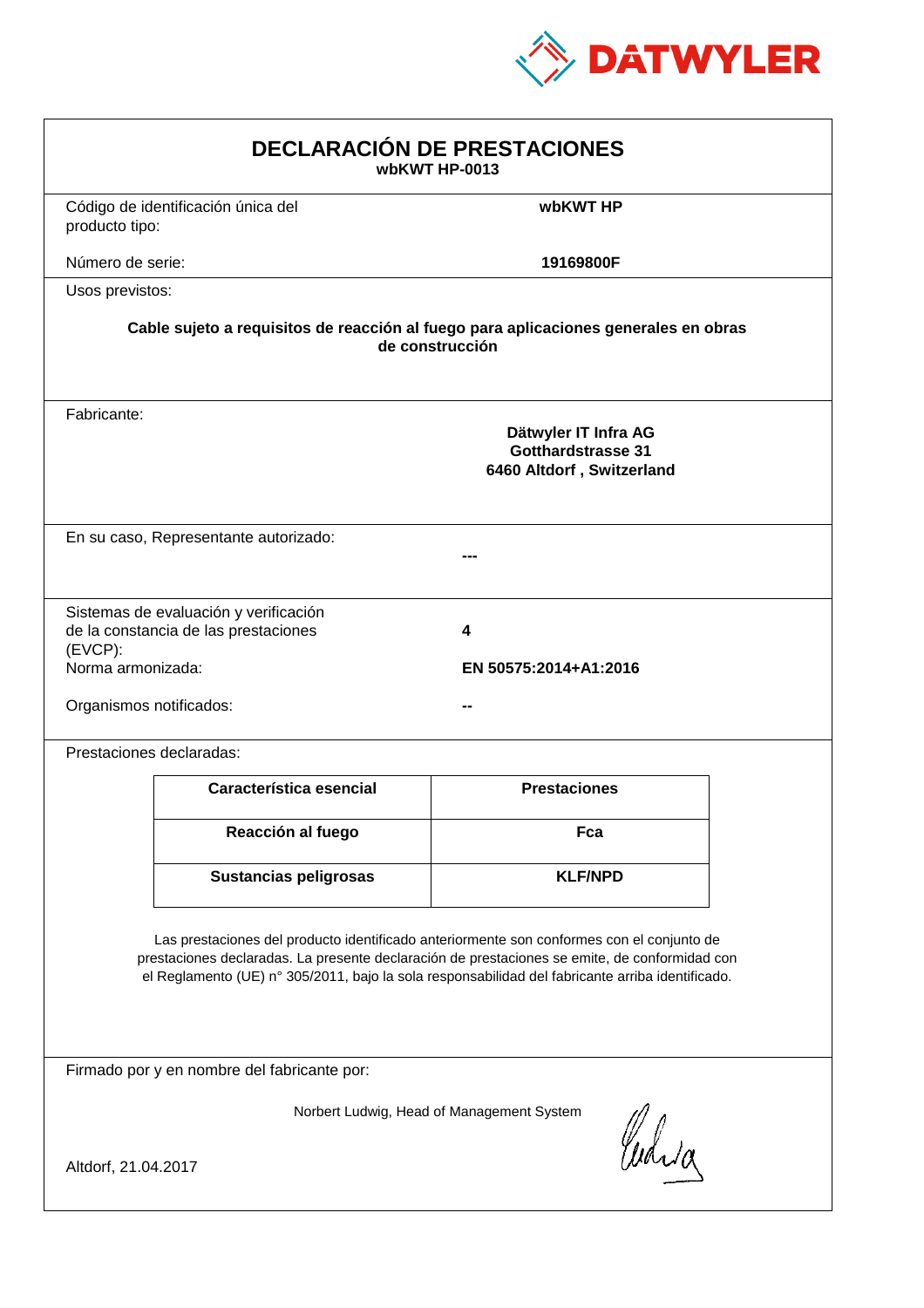DATWYLER

# DECLARACIÓN DE PRESTACIONES

**wbKWT HP-0013**

Código de identificación única del producto tipo: **wbKWT HP**

Número de serie: **19169800F**

Usos previstos:

**Cable sujeto a requisitos de reacción al fuego para aplicaciones generales en obras de construcción**

Fabricante:

**Dätwyler IT Infra AG**
**Gotthardstrasse 31**
**6460 Altdorf , Switzerland**

En su caso, Representante autorizado: **---**

Sistemas de evaluación y verificación de la constancia de las prestaciones (EVCP): **4**

Norma armonizada: **EN 50575:2014+A1:2016**

Organismos notificados: **--**

Prestaciones declaradas:

| Característica esencial | Prestaciones |
|---|---|
| **Reacción al fuego** | **Fca** |
| **Sustancias peligrosas** | **KLF/NPD** |

Las prestaciones del producto identificado anteriormente son conformes con el conjunto de prestaciones declaradas. La presente declaración de prestaciones se emite, de conformidad con el Reglamento (UE) n° 305/2011, bajo la sola responsabilidad del fabricante arriba identificado.

Firmado por y en nombre del fabricante por:

Norbert Ludwig, Head of Management System

Altdorf, 21.04.2017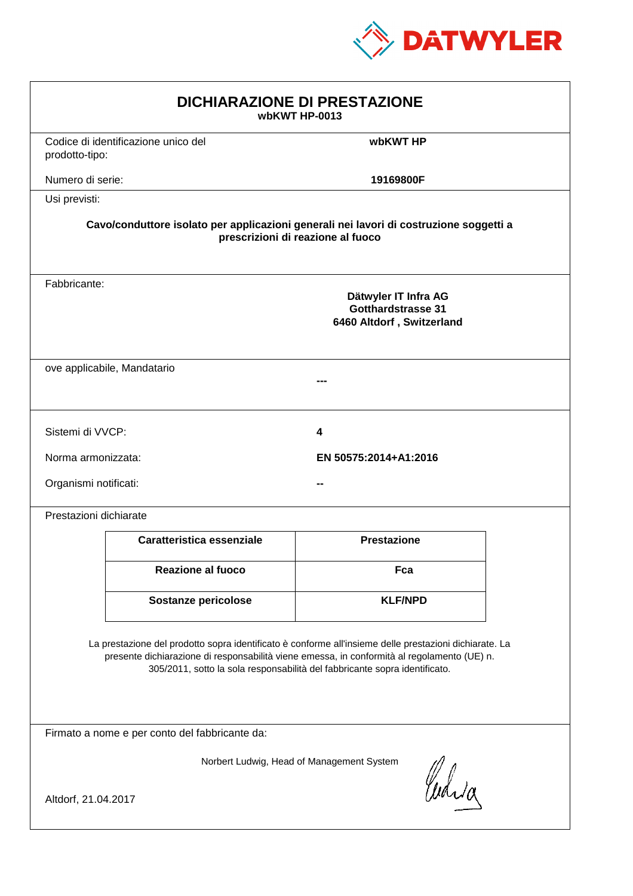DATWYLER

# DICHIARAZIONE DI PRESTAZIONE

**wbKWT HP-0013**

Codice di identificazione unico del prodotto-tipo: **wbKWT HP**

Numero di serie: **19169800F**

Usi previsti:

**Cavo/conduttore isolato per applicazioni generali nei lavori di costruzione soggetti a prescrizioni di reazione al fuoco**

Fabbricante:

**Dätwyler IT Infra AG**
**Gotthardstrasse 31**
**6460 Altdorf , Switzerland**

ove applicabile, Mandatario

**---**

Sistemi di VVCP: **4**

Norma armonizzata: **EN 50575:2014+A1:2016**

Organismi notificati: **--**

Prestazioni dichiarate

| Caratteristica essenziale | Prestazione |
|---|---|
| **Reazione al fuoco** | **Fca** |
| **Sostanze pericolose** | **KLF/NPD** |

La prestazione del prodotto sopra identificato è conforme all'insieme delle prestazioni dichiarate. La presente dichiarazione di responsabilità viene emessa, in conformità al regolamento (UE) n. 305/2011, sotto la sola responsabilità del fabbricante sopra identificato.

Firmato a nome e per conto del fabbricante da:

Norbert Ludwig, Head of Management System

Altdorf, 21.04.2017